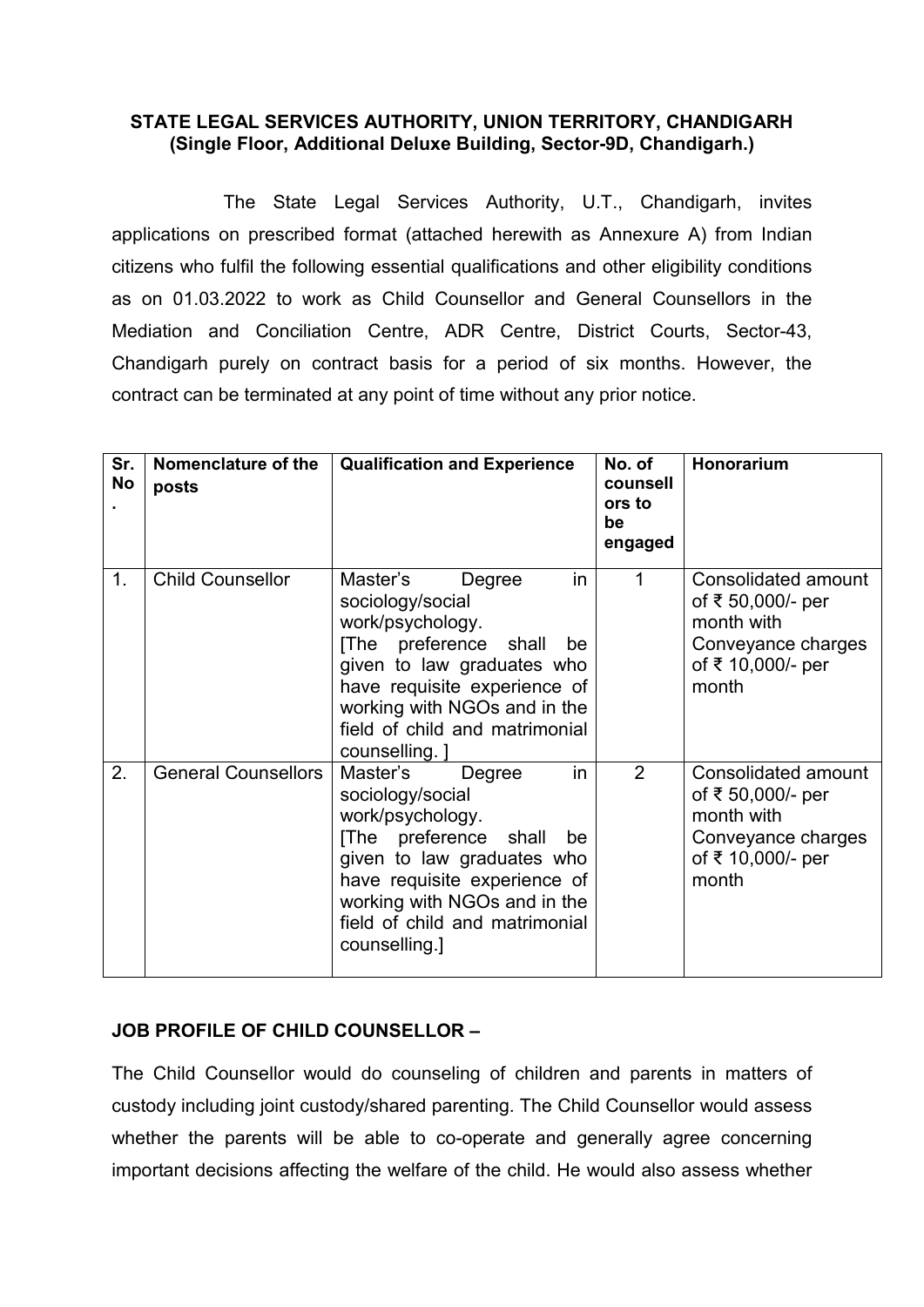**STATE LEGAL SERVICES AUTHORITY, UNION TERRITORY, CHANDIGARH**
**(Single Floor, Additional Deluxe Building, Sector-9D, Chandigarh.)**

The State Legal Services Authority, U.T., Chandigarh, invites applications on prescribed format (attached herewith as Annexure A) from Indian citizens who fulfil the following essential qualifications and other eligibility conditions as on 01.03.2022 to work as Child Counsellor and General Counsellors in the Mediation and Conciliation Centre, ADR Centre, District Courts, Sector-43, Chandigarh purely on contract basis for a period of six months. However, the contract can be terminated at any point of time without any prior notice.

| Sr. No. | Nomenclature of the posts | Qualification and Experience | No. of counsellors to be engaged | Honorarium |
|---|---|---|---|---|
| 1. | Child Counsellor | Master's Degree in sociology/social work/psychology. [The preference shall be given to law graduates who have requisite experience of working with NGOs and in the field of child and matrimonial counselling. ] | 1 | Consolidated amount of ₹ 50,000/- per month with Conveyance charges of ₹ 10,000/- per month |
| 2. | General Counsellors | Master's Degree in sociology/social work/psychology. [The preference shall be given to law graduates who have requisite experience of working with NGOs and in the field of child and matrimonial counselling.] | 2 | Consolidated amount of ₹ 50,000/- per month with Conveyance charges of ₹ 10,000/- per month |

**JOB PROFILE OF CHILD COUNSELLOR –**

The Child Counsellor would do counseling of children and parents in matters of custody including joint custody/shared parenting. The Child Counsellor would assess whether the parents will be able to co-operate and generally agree concerning important decisions affecting the welfare of the child. He would also assess whether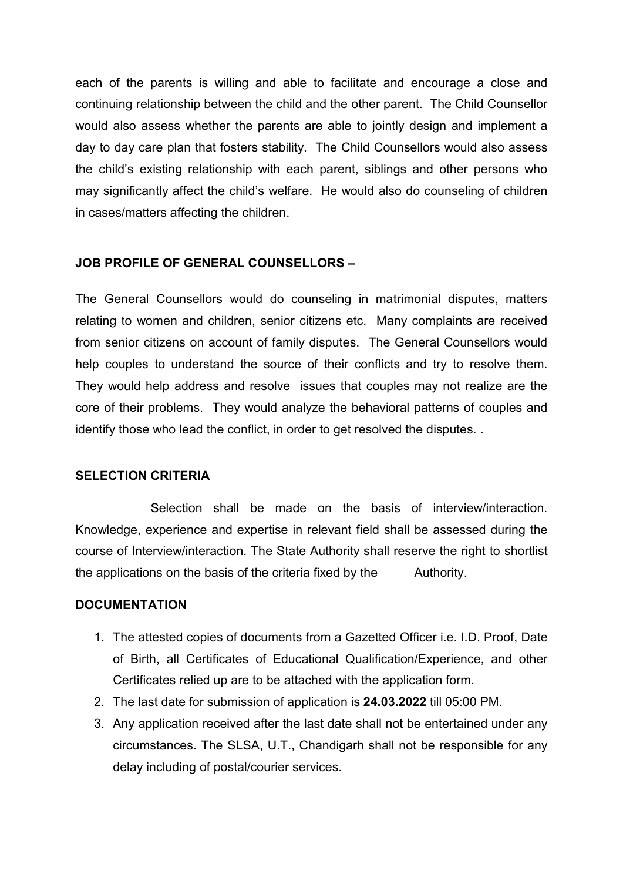each of the parents is willing and able to facilitate and encourage a close and continuing relationship between the child and the other parent. The Child Counsellor would also assess whether the parents are able to jointly design and implement a day to day care plan that fosters stability. The Child Counsellors would also assess the child's existing relationship with each parent, siblings and other persons who may significantly affect the child's welfare. He would also do counseling of children in cases/matters affecting the children.

**JOB PROFILE OF GENERAL COUNSELLORS –**

The General Counsellors would do counseling in matrimonial disputes, matters relating to women and children, senior citizens etc. Many complaints are received from senior citizens on account of family disputes. The General Counsellors would help couples to understand the source of their conflicts and try to resolve them. They would help address and resolve issues that couples may not realize are the core of their problems. They would analyze the behavioral patterns of couples and identify those who lead the conflict, in order to get resolved the disputes. .

**SELECTION CRITERIA**

Selection shall be made on the basis of interview/interaction. Knowledge, experience and expertise in relevant field shall be assessed during the course of Interview/interaction. The State Authority shall reserve the right to shortlist the applications on the basis of the criteria fixed by the Authority.

**DOCUMENTATION**

1. The attested copies of documents from a Gazetted Officer i.e. I.D. Proof, Date of Birth, all Certificates of Educational Qualification/Experience, and other Certificates relied up are to be attached with the application form.
2. The last date for submission of application is **24.03.2022** till 05:00 PM.
3. Any application received after the last date shall not be entertained under any circumstances. The SLSA, U.T., Chandigarh shall not be responsible for any delay including of postal/courier services.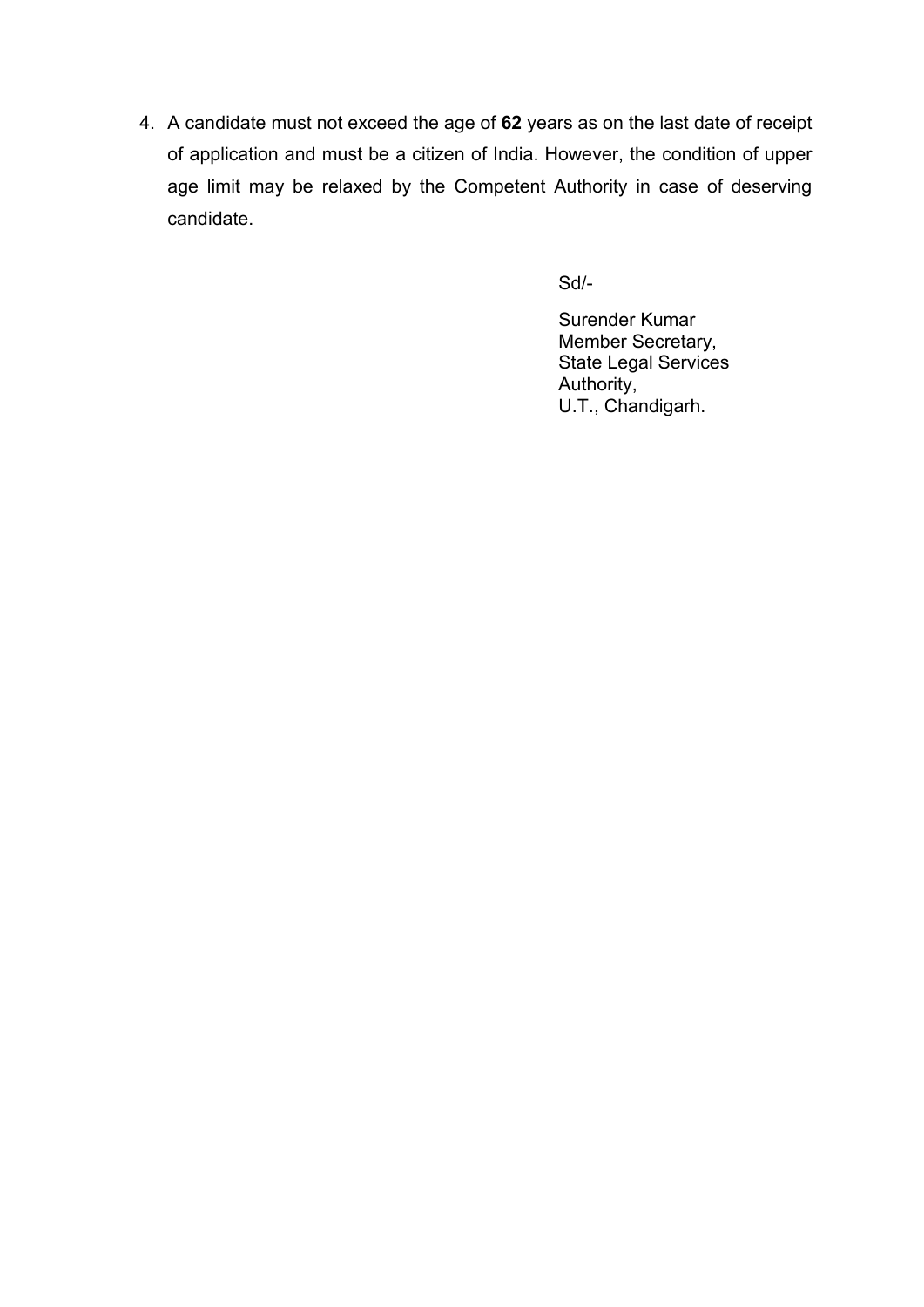4. A candidate must not exceed the age of **62** years as on the last date of receipt of application and must be a citizen of India. However, the condition of upper age limit may be relaxed by the Competent Authority in case of deserving candidate.

Sd/-

Surender Kumar  
Member Secretary,  
State Legal Services Authority,  
U.T., Chandigarh.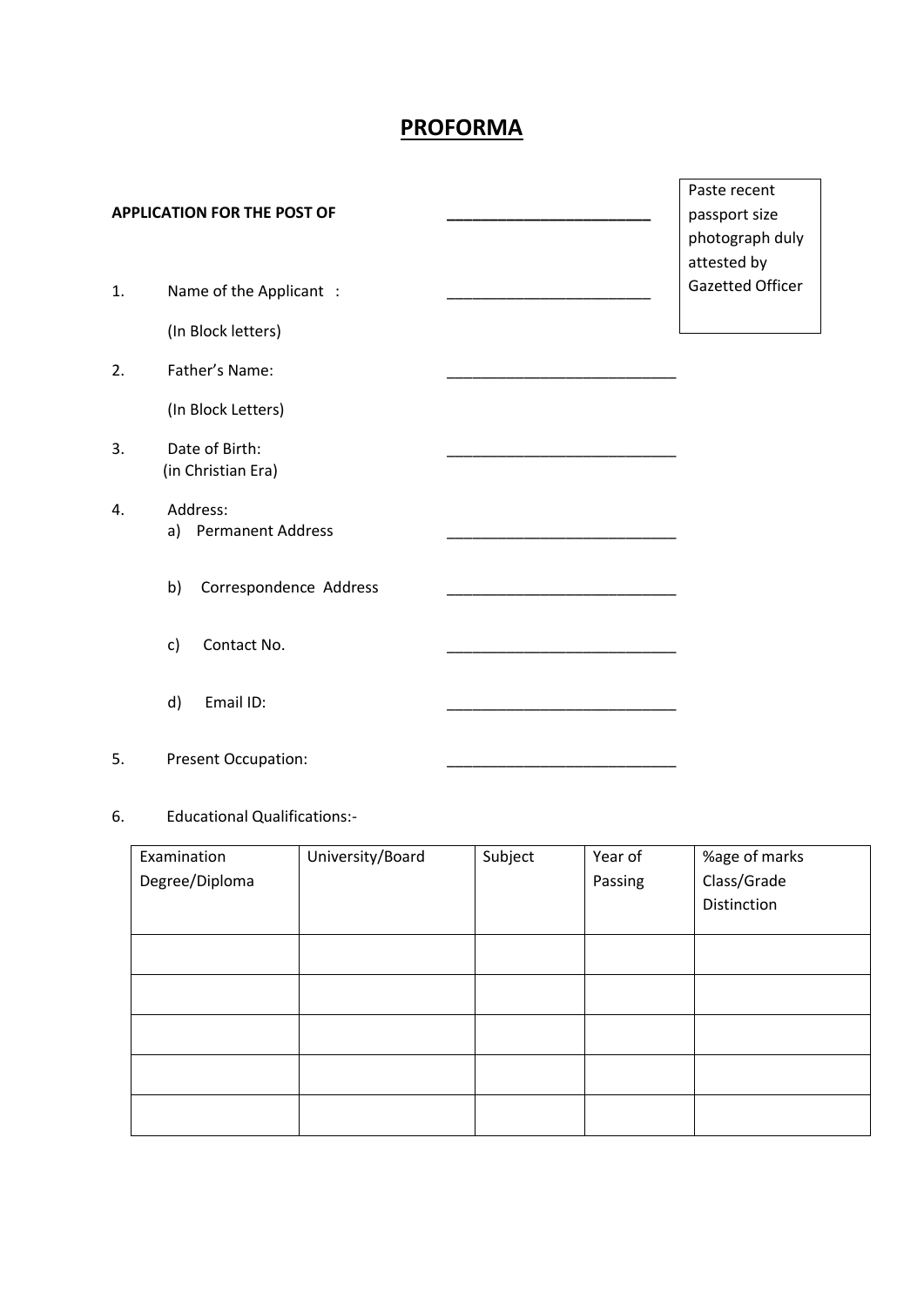# PROFORMA

**APPLICATION FOR THE POST OF** ________________________

Paste recent passport size photograph duly attested by Gazetted Officer

1. Name of the Applicant : ________________________

   (In Block letters)

2. Father's Name: ___________________________

   (In Block Letters)

3. Date of Birth: ___________________________

   (in Christian Era)

4. Address:
   a) Permanent Address ___________________________

   b) Correspondence Address ___________________________

   c) Contact No. ___________________________

   d) Email ID: ___________________________

5. Present Occupation: ___________________________

6. Educational Qualifications:-

| Examination Degree/Diploma | University/Board | Subject | Year of Passing | %age of marks Class/Grade Distinction |
|---|---|---|---|---|
| | | | | |
| | | | | |
| | | | | |
| | | | | |
| | | | | |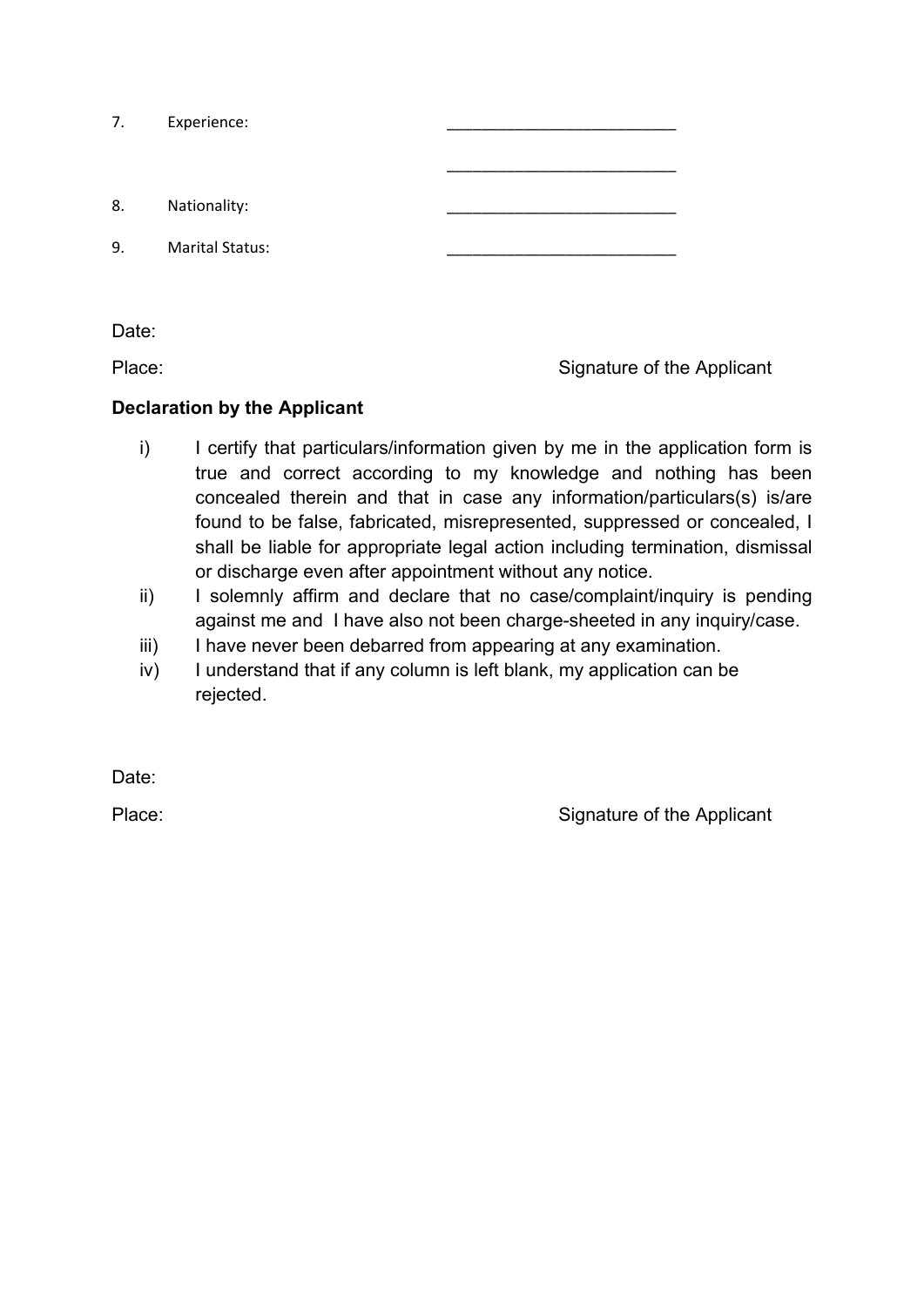7. Experience: ___________________________

   ___________________________

8. Nationality: ___________________________

9. Marital Status: ___________________________

Date:

Place: Signature of the Applicant

**Declaration by the Applicant**

i) I certify that particulars/information given by me in the application form is true and correct according to my knowledge and nothing has been concealed therein and that in case any information/particulars(s) is/are found to be false, fabricated, misrepresented, suppressed or concealed, I shall be liable for appropriate legal action including termination, dismissal or discharge even after appointment without any notice.

ii) I solemnly affirm and declare that no case/complaint/inquiry is pending against me and I have also not been charge-sheeted in any inquiry/case.

iii) I have never been debarred from appearing at any examination.

iv) I understand that if any column is left blank, my application can be rejected.

Date:

Place: Signature of the Applicant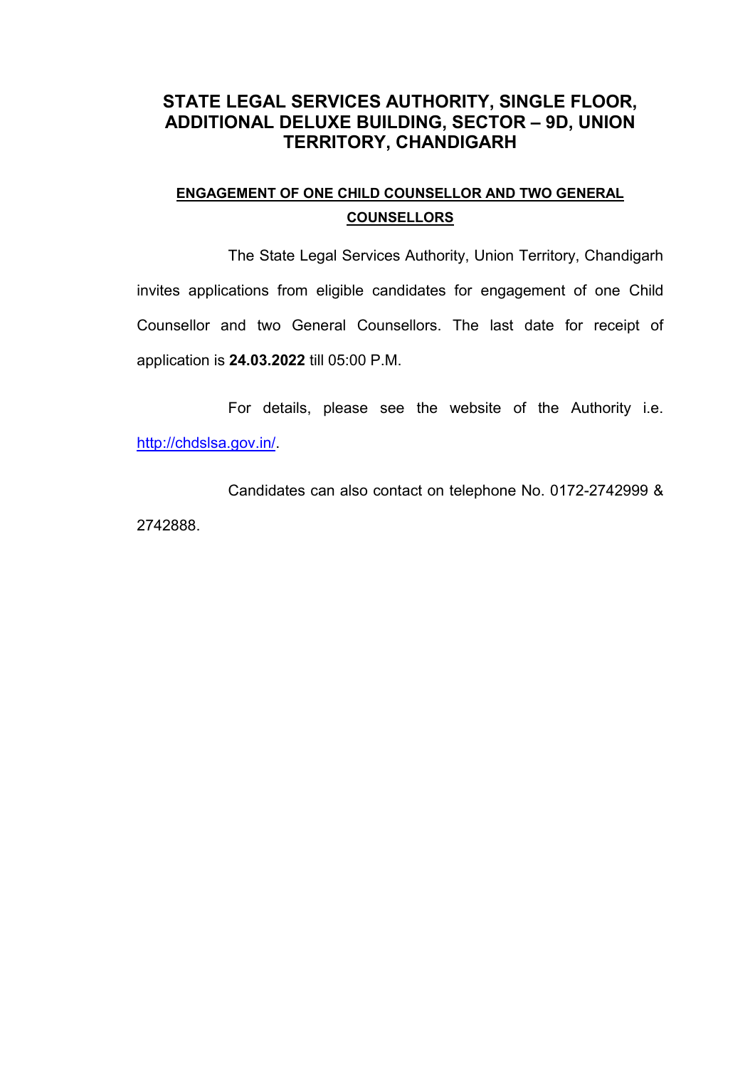# STATE LEGAL SERVICES AUTHORITY, SINGLE FLOOR, ADDITIONAL DELUXE BUILDING, SECTOR – 9D, UNION TERRITORY, CHANDIGARH

## ENGAGEMENT OF ONE CHILD COUNSELLOR AND TWO GENERAL COUNSELLORS

The State Legal Services Authority, Union Territory, Chandigarh invites applications from eligible candidates for engagement of one Child Counsellor and two General Counsellors. The last date for receipt of application is **24.03.2022** till 05:00 P.M.

For details, please see the website of the Authority i.e. http://chdslsa.gov.in/.

Candidates can also contact on telephone No. 0172-2742999 & 2742888.